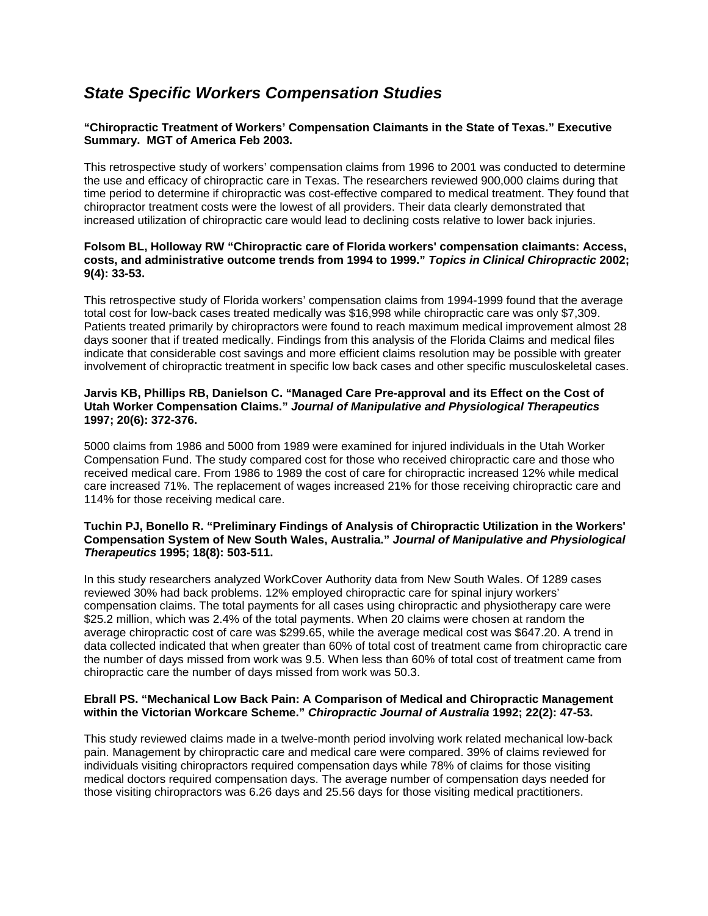# *State Specific Workers Compensation Studies*

**"Chiropractic Treatment of Workers' Compensation Claimants in the State of Texas." Executive Summary. MGT of America Feb 2003.**

This retrospective study of workers' compensation claims from 1996 to 2001 was conducted to determine the use and efficacy of chiropractic care in Texas. The researchers reviewed 900,000 claims during that time period to determine if chiropractic was cost-effective compared to medical treatment. They found that chiropractor treatment costs were the lowest of all providers. Their data clearly demonstrated that increased utilization of chiropractic care would lead to declining costs relative to lower back injuries.

**Folsom BL, Holloway RW "Chiropractic care of Florida workers' compensation claimants: Access, costs, and administrative outcome trends from 1994 to 1999."** ***Topics in Clinical Chiropractic*** **2002; 9(4): 33-53.**

This retrospective study of Florida workers' compensation claims from 1994-1999 found that the average total cost for low-back cases treated medically was $16,998 while chiropractic care was only $7,309. Patients treated primarily by chiropractors were found to reach maximum medical improvement almost 28 days sooner that if treated medically. Findings from this analysis of the Florida Claims and medical files indicate that considerable cost savings and more efficient claims resolution may be possible with greater involvement of chiropractic treatment in specific low back cases and other specific musculoskeletal cases.

**Jarvis KB, Phillips RB, Danielson C. "Managed Care Pre-approval and its Effect on the Cost of Utah Worker Compensation Claims."** ***Journal of Manipulative and Physiological Therapeutics*** **1997; 20(6): 372-376.**

5000 claims from 1986 and 5000 from 1989 were examined for injured individuals in the Utah Worker Compensation Fund. The study compared cost for those who received chiropractic care and those who received medical care. From 1986 to 1989 the cost of care for chiropractic increased 12% while medical care increased 71%. The replacement of wages increased 21% for those receiving chiropractic care and 114% for those receiving medical care.

**Tuchin PJ, Bonello R. "Preliminary Findings of Analysis of Chiropractic Utilization in the Workers' Compensation System of New South Wales, Australia."** ***Journal of Manipulative and Physiological Therapeutics*** **1995; 18(8): 503-511.**

In this study researchers analyzed WorkCover Authority data from New South Wales. Of 1289 cases reviewed 30% had back problems. 12% employed chiropractic care for spinal injury workers' compensation claims. The total payments for all cases using chiropractic and physiotherapy care were $25.2 million, which was 2.4% of the total payments. When 20 claims were chosen at random the average chiropractic cost of care was $299.65, while the average medical cost was $647.20. A trend in data collected indicated that when greater than 60% of total cost of treatment came from chiropractic care the number of days missed from work was 9.5. When less than 60% of total cost of treatment came from chiropractic care the number of days missed from work was 50.3.

**Ebrall PS. "Mechanical Low Back Pain: A Comparison of Medical and Chiropractic Management within the Victorian Workcare Scheme."** ***Chiropractic Journal of Australia*** **1992; 22(2): 47-53.**

This study reviewed claims made in a twelve-month period involving work related mechanical low-back pain. Management by chiropractic care and medical care were compared. 39% of claims reviewed for individuals visiting chiropractors required compensation days while 78% of claims for those visiting medical doctors required compensation days. The average number of compensation days needed for those visiting chiropractors was 6.26 days and 25.56 days for those visiting medical practitioners.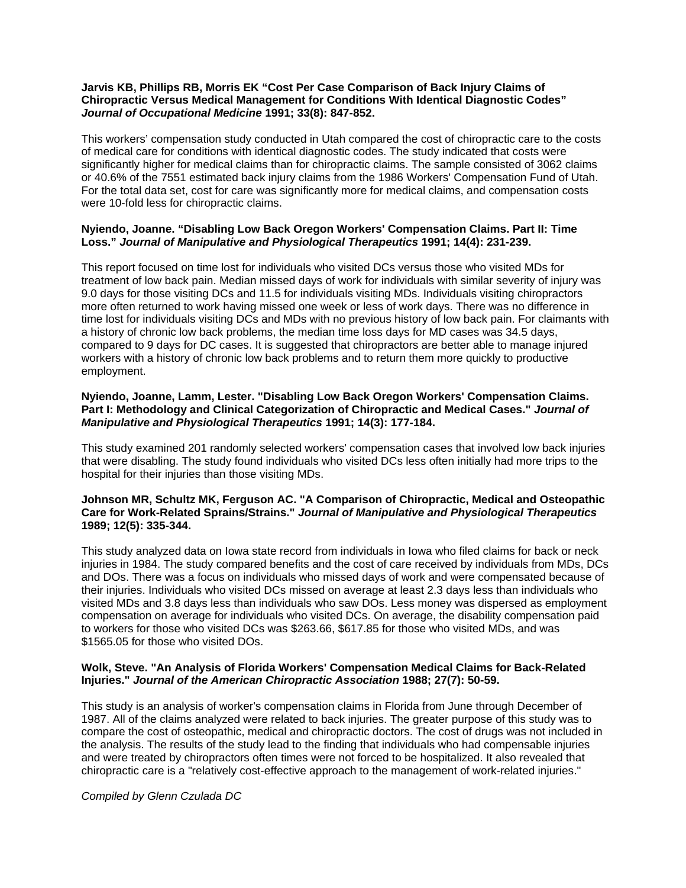**Jarvis KB, Phillips RB, Morris EK "Cost Per Case Comparison of Back Injury Claims of Chiropractic Versus Medical Management for Conditions With Identical Diagnostic Codes"** ***Journal of Occupational Medicine*** **1991; 33(8): 847-852.**

This workers' compensation study conducted in Utah compared the cost of chiropractic care to the costs of medical care for conditions with identical diagnostic codes. The study indicated that costs were significantly higher for medical claims than for chiropractic claims. The sample consisted of 3062 claims or 40.6% of the 7551 estimated back injury claims from the 1986 Workers' Compensation Fund of Utah. For the total data set, cost for care was significantly more for medical claims, and compensation costs were 10-fold less for chiropractic claims.

**Nyiendo, Joanne. "Disabling Low Back Oregon Workers' Compensation Claims. Part II: Time Loss."** ***Journal of Manipulative and Physiological Therapeutics*** **1991; 14(4): 231-239.**

This report focused on time lost for individuals who visited DCs versus those who visited MDs for treatment of low back pain. Median missed days of work for individuals with similar severity of injury was 9.0 days for those visiting DCs and 11.5 for individuals visiting MDs. Individuals visiting chiropractors more often returned to work having missed one week or less of work days. There was no difference in time lost for individuals visiting DCs and MDs with no previous history of low back pain. For claimants with a history of chronic low back problems, the median time loss days for MD cases was 34.5 days, compared to 9 days for DC cases. It is suggested that chiropractors are better able to manage injured workers with a history of chronic low back problems and to return them more quickly to productive employment.

**Nyiendo, Joanne, Lamm, Lester. "Disabling Low Back Oregon Workers' Compensation Claims. Part I: Methodology and Clinical Categorization of Chiropractic and Medical Cases."** ***Journal of Manipulative and Physiological Therapeutics*** **1991; 14(3): 177-184.**

This study examined 201 randomly selected workers' compensation cases that involved low back injuries that were disabling. The study found individuals who visited DCs less often initially had more trips to the hospital for their injuries than those visiting MDs.

**Johnson MR, Schultz MK, Ferguson AC. "A Comparison of Chiropractic, Medical and Osteopathic Care for Work-Related Sprains/Strains."** ***Journal of Manipulative and Physiological Therapeutics*** **1989; 12(5): 335-344.**

This study analyzed data on Iowa state record from individuals in Iowa who filed claims for back or neck injuries in 1984. The study compared benefits and the cost of care received by individuals from MDs, DCs and DOs. There was a focus on individuals who missed days of work and were compensated because of their injuries. Individuals who visited DCs missed on average at least 2.3 days less than individuals who visited MDs and 3.8 days less than individuals who saw DOs. Less money was dispersed as employment compensation on average for individuals who visited DCs. On average, the disability compensation paid to workers for those who visited DCs was $263.66, $617.85 for those who visited MDs, and was $1565.05 for those who visited DOs.

**Wolk, Steve. "An Analysis of Florida Workers' Compensation Medical Claims for Back-Related Injuries."** ***Journal of the American Chiropractic Association*** **1988; 27(7): 50-59.**

This study is an analysis of worker's compensation claims in Florida from June through December of 1987. All of the claims analyzed were related to back injuries. The greater purpose of this study was to compare the cost of osteopathic, medical and chiropractic doctors. The cost of drugs was not included in the analysis. The results of the study lead to the finding that individuals who had compensable injuries and were treated by chiropractors often times were not forced to be hospitalized. It also revealed that chiropractic care is a "relatively cost-effective approach to the management of work-related injuries."

*Compiled by Glenn Czulada DC*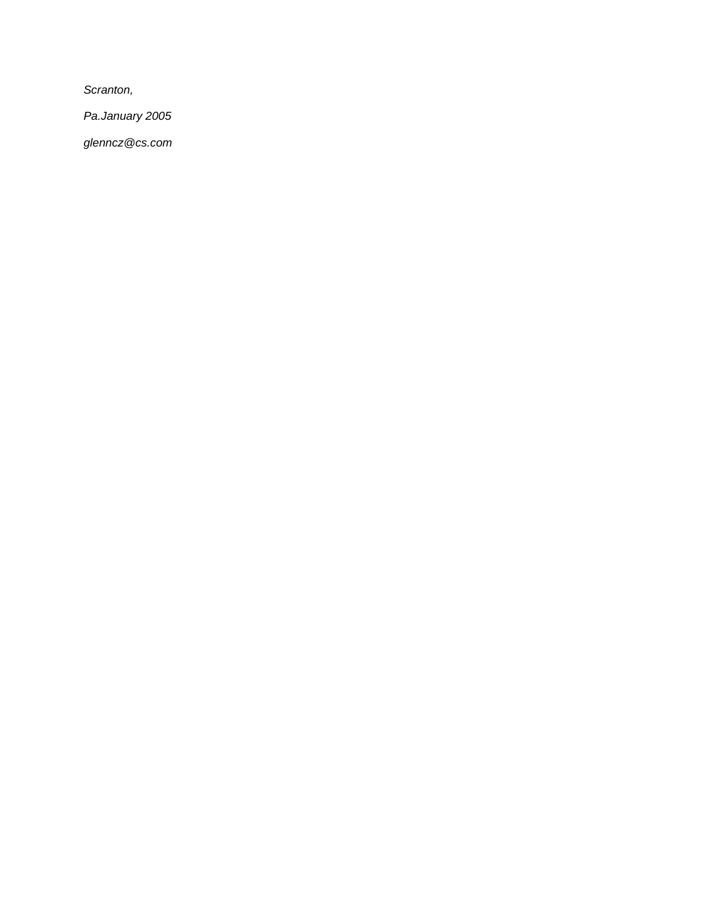*Scranton,*

*Pa.January 2005*

*glenncz@cs.com*